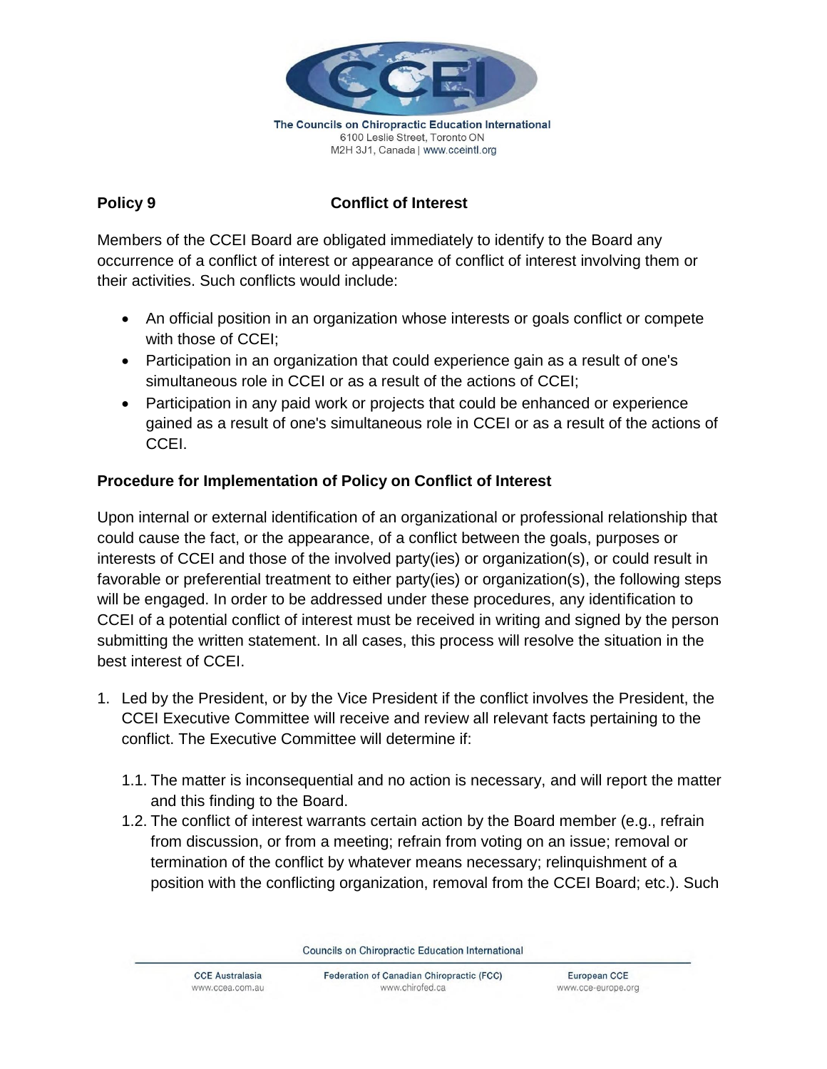The Councils on Chiropractic Education International
6100 Leslie Street, Toronto ON
M2H 3J1, Canada | www.cceintl.org

## Policy 9 Conflict of Interest

Members of the CCEI Board are obligated immediately to identify to the Board any occurrence of a conflict of interest or appearance of conflict of interest involving them or their activities. Such conflicts would include:

- An official position in an organization whose interests or goals conflict or compete with those of CCEI;
- Participation in an organization that could experience gain as a result of one's simultaneous role in CCEI or as a result of the actions of CCEI;
- Participation in any paid work or projects that could be enhanced or experience gained as a result of one's simultaneous role in CCEI or as a result of the actions of CCEI.

### Procedure for Implementation of Policy on Conflict of Interest

Upon internal or external identification of an organizational or professional relationship that could cause the fact, or the appearance, of a conflict between the goals, purposes or interests of CCEI and those of the involved party(ies) or organization(s), or could result in favorable or preferential treatment to either party(ies) or organization(s), the following steps will be engaged. In order to be addressed under these procedures, any identification to CCEI of a potential conflict of interest must be received in writing and signed by the person submitting the written statement. In all cases, this process will resolve the situation in the best interest of CCEI.

1. Led by the President, or by the Vice President if the conflict involves the President, the CCEI Executive Committee will receive and review all relevant facts pertaining to the conflict. The Executive Committee will determine if:

   1.1. The matter is inconsequential and no action is necessary, and will report the matter and this finding to the Board.

   1.2. The conflict of interest warrants certain action by the Board member (e.g., refrain from discussion, or from a meeting; refrain from voting on an issue; removal or termination of the conflict by whatever means necessary; relinquishment of a position with the conflicting organization, removal from the CCEI Board; etc.). Such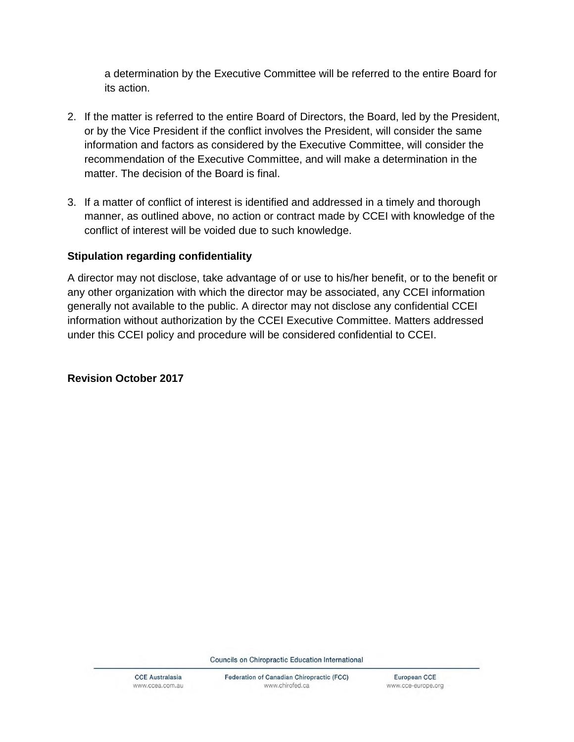a determination by the Executive Committee will be referred to the entire Board for its action.

2. If the matter is referred to the entire Board of Directors, the Board, led by the President, or by the Vice President if the conflict involves the President, will consider the same information and factors as considered by the Executive Committee, will consider the recommendation of the Executive Committee, and will make a determination in the matter. The decision of the Board is final.

3. If a matter of conflict of interest is identified and addressed in a timely and thorough manner, as outlined above, no action or contract made by CCEI with knowledge of the conflict of interest will be voided due to such knowledge.

**Stipulation regarding confidentiality**

A director may not disclose, take advantage of or use to his/her benefit, or to the benefit or any other organization with which the director may be associated, any CCEI information generally not available to the public. A director may not disclose any confidential CCEI information without authorization by the CCEI Executive Committee. Matters addressed under this CCEI policy and procedure will be considered confidential to CCEI.

**Revision October 2017**